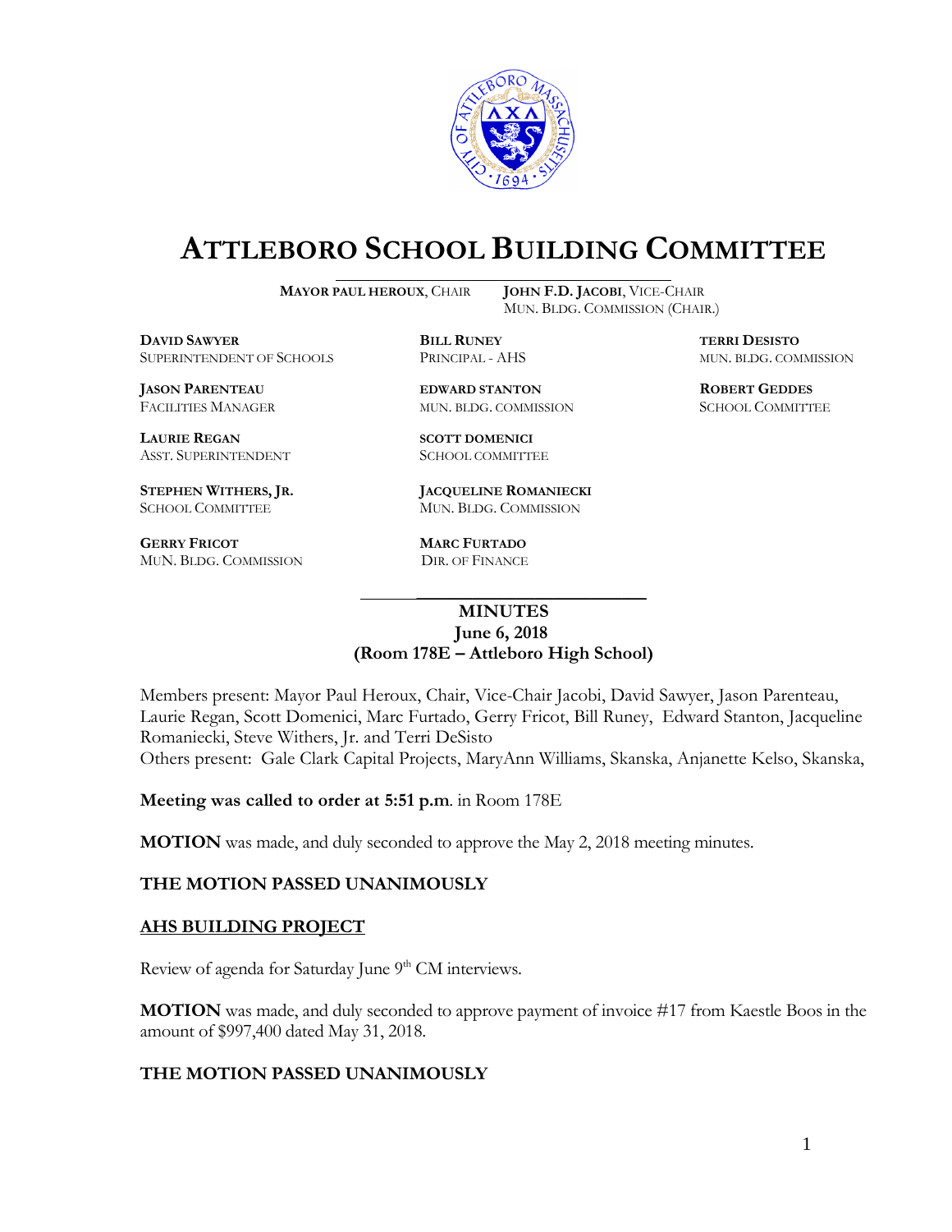# ATTLEBORO SCHOOL BUILDING COMMITTEE

**MAYOR PAUL HEROUX**, CHAIR
**JOHN F.D. JACOBI**, VICE-CHAIR
MUN. BLDG. COMMISSION (CHAIR.)

**DAVID SAWYER**
SUPERINTENDENT OF SCHOOLS

**BILL RUNEY**
PRINCIPAL - AHS

**TERRI DESISTO**
MUN. BLDG. COMMISSION

**JASON PARENTEAU**
FACILITIES MANAGER

**EDWARD STANTON**
MUN. BLDG. COMMISSION

**ROBERT GEDDES**
SCHOOL COMMITTEE

**LAURIE REGAN**
ASST. SUPERINTENDENT

**SCOTT DOMENICI**
SCHOOL COMMITTEE

**STEPHEN WITHERS, JR.**
SCHOOL COMMITTEE

**JACQUELINE ROMANIECKI**
MUN. BLDG. COMMISSION

**GERRY FRICOT**
MUN. BLDG. COMMISSION

**MARC FURTADO**
DIR. OF FINANCE

## MINUTES
**June 6, 2018**
**(Room 178E – Attleboro High School)**

Members present: Mayor Paul Heroux, Chair, Vice-Chair Jacobi, David Sawyer, Jason Parenteau, Laurie Regan, Scott Domenici, Marc Furtado, Gerry Fricot, Bill Runey, Edward Stanton, Jacqueline Romaniecki, Steve Withers, Jr. and Terri DeSisto
Others present: Gale Clark Capital Projects, MaryAnn Williams, Skanska, Anjanette Kelso, Skanska,

**Meeting was called to order at 5:51 p.m**. in Room 178E

**MOTION** was made, and duly seconded to approve the May 2, 2018 meeting minutes.

**THE MOTION PASSED UNANIMOUSLY**

**AHS BUILDING PROJECT**

Review of agenda for Saturday June 9th CM interviews.

**MOTION** was made, and duly seconded to approve payment of invoice #17 from Kaestle Boos in the amount of $997,400 dated May 31, 2018.

**THE MOTION PASSED UNANIMOUSLY**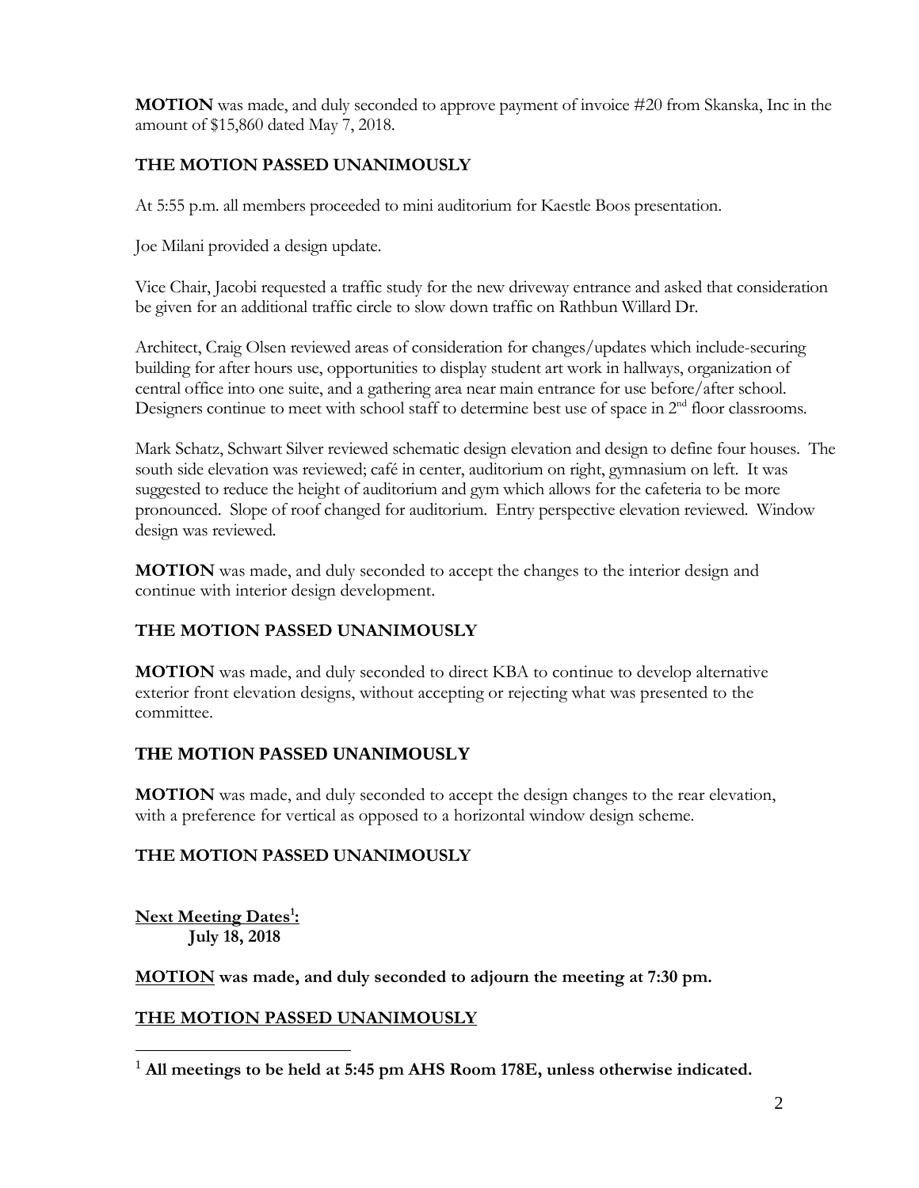**MOTION** was made, and duly seconded to approve payment of invoice #20 from Skanska, Inc in the amount of $15,860 dated May 7, 2018.

**THE MOTION PASSED UNANIMOUSLY**

At 5:55 p.m. all members proceeded to mini auditorium for Kaestle Boos presentation.

Joe Milani provided a design update.

Vice Chair, Jacobi requested a traffic study for the new driveway entrance and asked that consideration be given for an additional traffic circle to slow down traffic on Rathbun Willard Dr.

Architect, Craig Olsen reviewed areas of consideration for changes/updates which include-securing building for after hours use, opportunities to display student art work in hallways, organization of central office into one suite, and a gathering area near main entrance for use before/after school. Designers continue to meet with school staff to determine best use of space in 2nd floor classrooms.

Mark Schatz, Schwart Silver reviewed schematic design elevation and design to define four houses. The south side elevation was reviewed; café in center, auditorium on right, gymnasium on left. It was suggested to reduce the height of auditorium and gym which allows for the cafeteria to be more pronounced. Slope of roof changed for auditorium. Entry perspective elevation reviewed. Window design was reviewed.

**MOTION** was made, and duly seconded to accept the changes to the interior design and continue with interior design development.

**THE MOTION PASSED UNANIMOUSLY**

**MOTION** was made, and duly seconded to direct KBA to continue to develop alternative exterior front elevation designs, without accepting or rejecting what was presented to the committee.

**THE MOTION PASSED UNANIMOUSLY**

**MOTION** was made, and duly seconded to accept the design changes to the rear elevation, with a preference for vertical as opposed to a horizontal window design scheme.

**THE MOTION PASSED UNANIMOUSLY**

**Next Meeting Dates[1]:**
**July 18, 2018**

**MOTION was made, and duly seconded to adjourn the meeting at 7:30 pm.**

**THE MOTION PASSED UNANIMOUSLY**

[1] **All meetings to be held at 5:45 pm AHS Room 178E, unless otherwise indicated.**